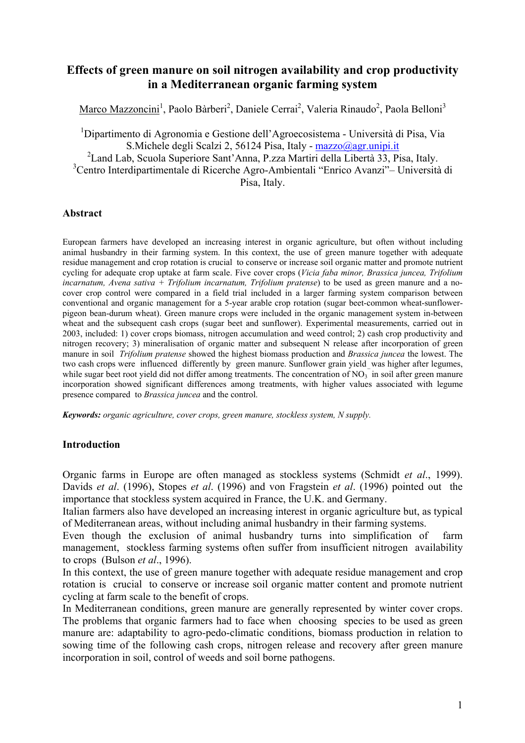# Effects of green manure on soil nitrogen availability and crop productivity in a Mediterranean organic farming system

Marco Mazzoncini[1], Paolo Bàrberi[2], Daniele Cerrai[2], Valeria Rinaudo[2], Paola Belloni[3]

[1]Dipartimento di Agronomia e Gestione dell'Agroecosistema - Università di Pisa, Via S.Michele degli Scalzi 2, 56124 Pisa, Italy - mazzo@agr.unipi.it
[2]Land Lab, Scuola Superiore Sant'Anna, P.zza Martiri della Libertà 33, Pisa, Italy.
[3]Centro Interdipartimentale di Ricerche Agro-Ambientali "Enrico Avanzi"– Università di Pisa, Italy.

## Abstract

European farmers have developed an increasing interest in organic agriculture, but often without including animal husbandry in their farming system. In this context, the use of green manure together with adequate residue management and crop rotation is crucial to conserve or increase soil organic matter and promote nutrient cycling for adequate crop uptake at farm scale. Five cover crops (*Vicia faba minor, Brassica juncea, Trifolium incarnatum, Avena sativa + Trifolium incarnatum, Trifolium pratense*) to be used as green manure and a no-cover crop control were compared in a field trial included in a larger farming system comparison between conventional and organic management for a 5-year arable crop rotation (sugar beet-common wheat-sunflower-pigeon bean-durum wheat). Green manure crops were included in the organic management system in-between wheat and the subsequent cash crops (sugar beet and sunflower). Experimental measurements, carried out in 2003, included: 1) cover crops biomass, nitrogen accumulation and weed control; 2) cash crop productivity and nitrogen recovery; 3) mineralisation of organic matter and subsequent N release after incorporation of green manure in soil *Trifolium pratense* showed the highest biomass production and *Brassica juncea* the lowest. The two cash crops were influenced differently by green manure. Sunflower grain yield was higher after legumes, while sugar beet root yield did not differ among treatments. The concentration of $NO_3^-$ in soil after green manure incorporation showed significant differences among treatments, with higher values associated with legume presence compared to *Brassica juncea* and the control.

***Keywords:*** *organic agriculture, cover crops, green manure, stockless system, N supply.*

## Introduction

Organic farms in Europe are often managed as stockless systems (Schmidt *et al*., 1999). Davids *et al*. (1996), Stopes *et al*. (1996) and von Fragstein *et al*. (1996) pointed out the importance that stockless system acquired in France, the U.K. and Germany.

Italian farmers also have developed an increasing interest in organic agriculture but, as typical of Mediterranean areas, without including animal husbandry in their farming systems.

Even though the exclusion of animal husbandry turns into simplification of farm management, stockless farming systems often suffer from insufficient nitrogen availability to crops (Bulson *et al*., 1996).

In this context, the use of green manure together with adequate residue management and crop rotation is crucial to conserve or increase soil organic matter content and promote nutrient cycling at farm scale to the benefit of crops.

In Mediterranean conditions, green manure are generally represented by winter cover crops. The problems that organic farmers had to face when choosing species to be used as green manure are: adaptability to agro-pedo-climatic conditions, biomass production in relation to sowing time of the following cash crops, nitrogen release and recovery after green manure incorporation in soil, control of weeds and soil borne pathogens.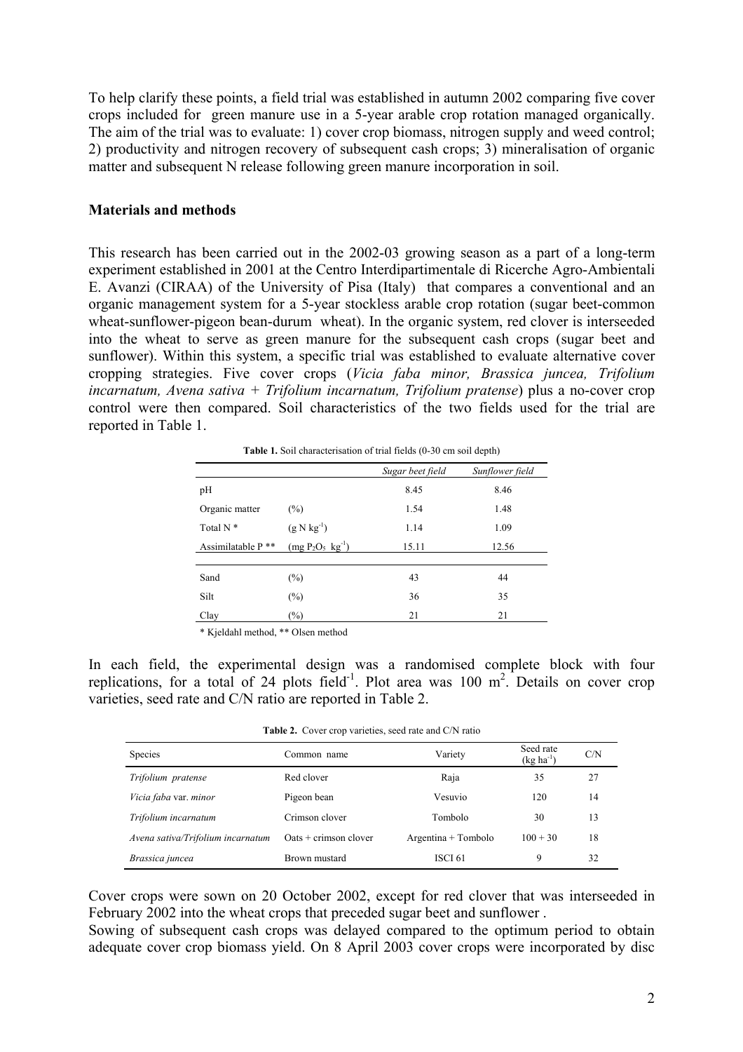To help clarify these points, a field trial was established in autumn 2002 comparing five cover crops included for green manure use in a 5-year arable crop rotation managed organically. The aim of the trial was to evaluate: 1) cover crop biomass, nitrogen supply and weed control; 2) productivity and nitrogen recovery of subsequent cash crops; 3) mineralisation of organic matter and subsequent N release following green manure incorporation in soil.

## Materials and methods

This research has been carried out in the 2002-03 growing season as a part of a long-term experiment established in 2001 at the Centro Interdipartimentale di Ricerche Agro-Ambientali E. Avanzi (CIRAA) of the University of Pisa (Italy) that compares a conventional and an organic management system for a 5-year stockless arable crop rotation (sugar beet-common wheat-sunflower-pigeon bean-durum wheat). In the organic system, red clover is interseeded into the wheat to serve as green manure for the subsequent cash crops (sugar beet and sunflower). Within this system, a specific trial was established to evaluate alternative cover cropping strategies. Five cover crops (*Vicia faba minor, Brassica juncea, Trifolium incarnatum, Avena sativa + Trifolium incarnatum, Trifolium pratense*) plus a no-cover crop control were then compared. Soil characteristics of the two fields used for the trial are reported in Table 1.

**Table 1.** Soil characterisation of trial fields (0-30 cm soil depth)

| | | *Sugar beet field* | *Sunflower field* |
|---|---|---|---|
| pH | | 8.45 | 8.46 |
| Organic matter | (%) | 1.54 | 1.48 |
| Total N * | (g N $kg^{-1}$) | 1.14 | 1.09 |
| Assimilatable P ** | (mg $P_2O_5$ $kg^{-1}$) | 15.11 | 12.56 |
| Sand | (%) | 43 | 44 |
| Silt | (%) | 36 | 35 |
| Clay | (%) | 21 | 21 |

\* Kjeldahl method, ** Olsen method

In each field, the experimental design was a randomised complete block with four replications, for a total of 24 plots $field^{-1}$. Plot area was 100 $m^2$. Details on cover crop varieties, seed rate and C/N ratio are reported in Table 2.

**Table 2.** Cover crop varieties, seed rate and C/N ratio

| Species | Common name | Variety | Seed rate (kg $ha^{-1}$) | C/N |
|---|---|---|---|---|
| *Trifolium pratense* | Red clover | Raja | 35 | 27 |
| *Vicia faba* var. *minor* | Pigeon bean | Vesuvio | 120 | 14 |
| *Trifolium incarnatum* | Crimson clover | Tombolo | 30 | 13 |
| *Avena sativa/Trifolium incarnatum* | Oats + crimson clover | Argentina + Tombolo | 100 + 30 | 18 |
| *Brassica juncea* | Brown mustard | ISCI 61 | 9 | 32 |

Cover crops were sown on 20 October 2002, except for red clover that was interseeded in February 2002 into the wheat crops that preceded sugar beet and sunflower .
Sowing of subsequent cash crops was delayed compared to the optimum period to obtain adequate cover crop biomass yield. On 8 April 2003 cover crops were incorporated by disc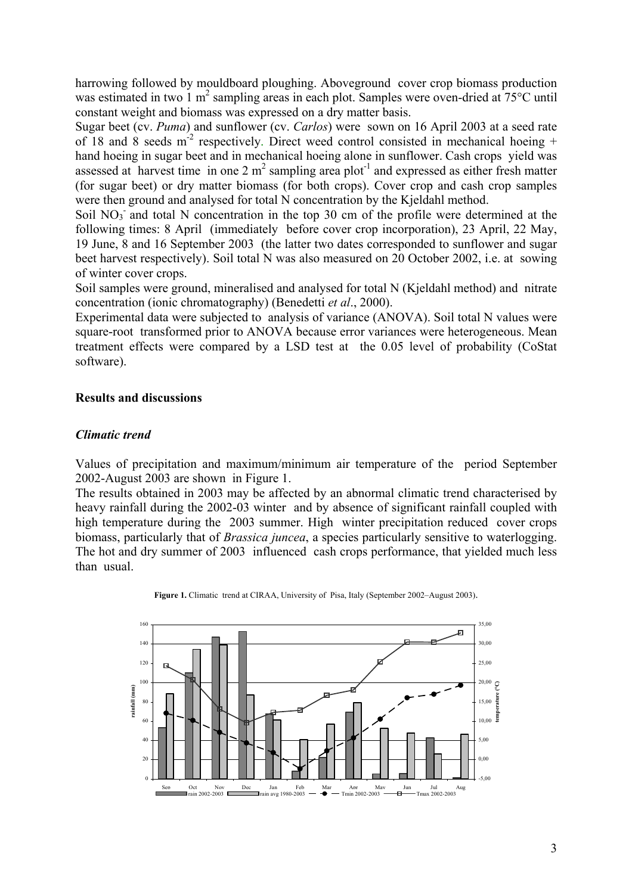harrowing followed by mouldboard ploughing. Aboveground cover crop biomass production was estimated in two 1 $m^2$ sampling areas in each plot. Samples were oven-dried at 75°C until constant weight and biomass was expressed on a dry matter basis.

Sugar beet (cv. *Puma*) and sunflower (cv. *Carlos*) were sown on 16 April 2003 at a seed rate of 18 and 8 seeds $m^{-2}$ respectively. Direct weed control consisted in mechanical hoeing + hand hoeing in sugar beet and in mechanical hoeing alone in sunflower. Cash crops yield was assessed at harvest time in one 2 $m^2$ sampling area $plot^{-1}$ and expressed as either fresh matter (for sugar beet) or dry matter biomass (for both crops). Cover crop and cash crop samples were then ground and analysed for total N concentration by the Kjeldahl method.

Soil $NO_3^-$ and total N concentration in the top 30 cm of the profile were determined at the following times: 8 April (immediately before cover crop incorporation), 23 April, 22 May, 19 June, 8 and 16 September 2003 (the latter two dates corresponded to sunflower and sugar beet harvest respectively). Soil total N was also measured on 20 October 2002, i.e. at sowing of winter cover crops.

Soil samples were ground, mineralised and analysed for total N (Kjeldahl method) and nitrate concentration (ionic chromatography) (Benedetti *et al*., 2000).

Experimental data were subjected to analysis of variance (ANOVA). Soil total N values were square-root transformed prior to ANOVA because error variances were heterogeneous. Mean treatment effects were compared by a LSD test at the 0.05 level of probability (CoStat software).

## Results and discussions

### *Climatic trend*

Values of precipitation and maximum/minimum air temperature of the period September 2002-August 2003 are shown in Figure 1.

The results obtained in 2003 may be affected by an abnormal climatic trend characterised by heavy rainfall during the 2002-03 winter and by absence of significant rainfall coupled with high temperature during the 2003 summer. High winter precipitation reduced cover crops biomass, particularly that of *Brassica juncea*, a species particularly sensitive to waterlogging. The hot and dry summer of 2003 influenced cash crops performance, that yielded much less than usual.

**Figure 1.** Climatic trend at CIRAA, University of Pisa, Italy (September 2002–August 2003).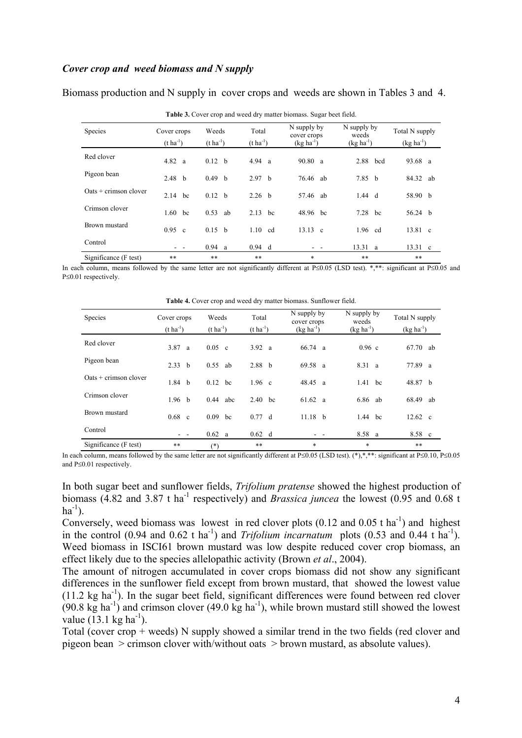### *Cover crop and weed biomass and N supply*

Biomass production and N supply in cover crops and weeds are shown in Tables 3 and 4.

**Table 3.** Cover crop and weed dry matter biomass. Sugar beet field.

| Species | Cover crops ($t\ ha^{-1}$) | Weeds ($t\ ha^{-1}$) | Total ($t\ ha^{-1}$) | N supply by cover crops ($kg\ ha^{-1}$) | N supply by weeds ($kg\ ha^{-1}$) | Total N supply ($kg\ ha^{-1}$) |
|---|---|---|---|---|---|---|
| Red clover | 4.82 a | 0.12 b | 4.94 a | 90.80 a | 2.88 bcd | 93.68 a |
| Pigeon bean | 2.48 b | 0.49 b | 2.97 b | 76.46 ab | 7.85 b | 84.32 ab |
| Oats + crimson clover | 2.14 bc | 0.12 b | 2.26 b | 57.46 ab | 1.44 d | 58.90 b |
| Crimson clover | 1.60 bc | 0.53 ab | 2.13 bc | 48.96 bc | 7.28 bc | 56.24 b |
| Brown mustard | 0.95 c | 0.15 b | 1.10 cd | 13.13 c | 1.96 cd | 13.81 c |
| Control | - - | 0.94 a | 0.94 d | - - | 13.31 a | 13.31 c |
| Significance (F test) | ** | ** | ** | * | ** | ** |

In each column, means followed by the same letter are not significantly different at P≤0.05 (LSD test). *,**: significant at P≤0.05 and P≤0.01 respectively.

**Table 4.** Cover crop and weed dry matter biomass. Sunflower field.

| Species | Cover crops ($t\ ha^{-1}$) | Weeds ($t\ ha^{-1}$) | Total ($t\ ha^{-1}$) | N supply by cover crops ($kg\ ha^{-1}$) | N supply by weeds ($kg\ ha^{-1}$) | Total N supply ($kg\ ha^{-1}$) |
|---|---|---|---|---|---|---|
| Red clover | 3.87 a | 0.05 c | 3.92 a | 66.74 a | 0.96 c | 67.70 ab |
| Pigeon bean | 2.33 b | 0.55 ab | 2.88 b | 69.58 a | 8.31 a | 77.89 a |
| Oats + crimson clover | 1.84 b | 0.12 bc | 1.96 c | 48.45 a | 1.41 bc | 48.87 b |
| Crimson clover | 1.96 b | 0.44 abc | 2.40 bc | 61.62 a | 6.86 ab | 68.49 ab |
| Brown mustard | 0.68 c | 0.09 bc | 0.77 d | 11.18 b | 1.44 bc | 12.62 c |
| Control | - - | 0.62 a | 0.62 d | - - | 8.58 a | 8.58 c |
| Significance (F test) | ** | (*) | ** | * | * | ** |

In each column, means followed by the same letter are not significantly different at P≤0.05 (LSD test). (*),*,**: significant at P≤0.10, P≤0.05 and P≤0.01 respectively.

In both sugar beet and sunflower fields, *Trifolium pratense* showed the highest production of biomass (4.82 and 3.87 t $ha^{-1}$ respectively) and *Brassica juncea* the lowest (0.95 and 0.68 t $ha^{-1}$).

Conversely, weed biomass was lowest in red clover plots (0.12 and 0.05 t $ha^{-1}$) and highest in the control (0.94 and 0.62 t $ha^{-1}$) and *Trifolium incarnatum* plots (0.53 and 0.44 t $ha^{-1}$). Weed biomass in ISCI61 brown mustard was low despite reduced cover crop biomass, an effect likely due to the species allelopathic activity (Brown *et al*., 2004).

The amount of nitrogen accumulated in cover crops biomass did not show any significant differences in the sunflower field except from brown mustard, that showed the lowest value (11.2 kg $ha^{-1}$). In the sugar beet field, significant differences were found between red clover (90.8 kg $ha^{-1}$) and crimson clover (49.0 kg $ha^{-1}$), while brown mustard still showed the lowest value (13.1 kg $ha^{-1}$).

Total (cover crop + weeds) N supply showed a similar trend in the two fields (red clover and pigeon bean > crimson clover with/without oats > brown mustard, as absolute values).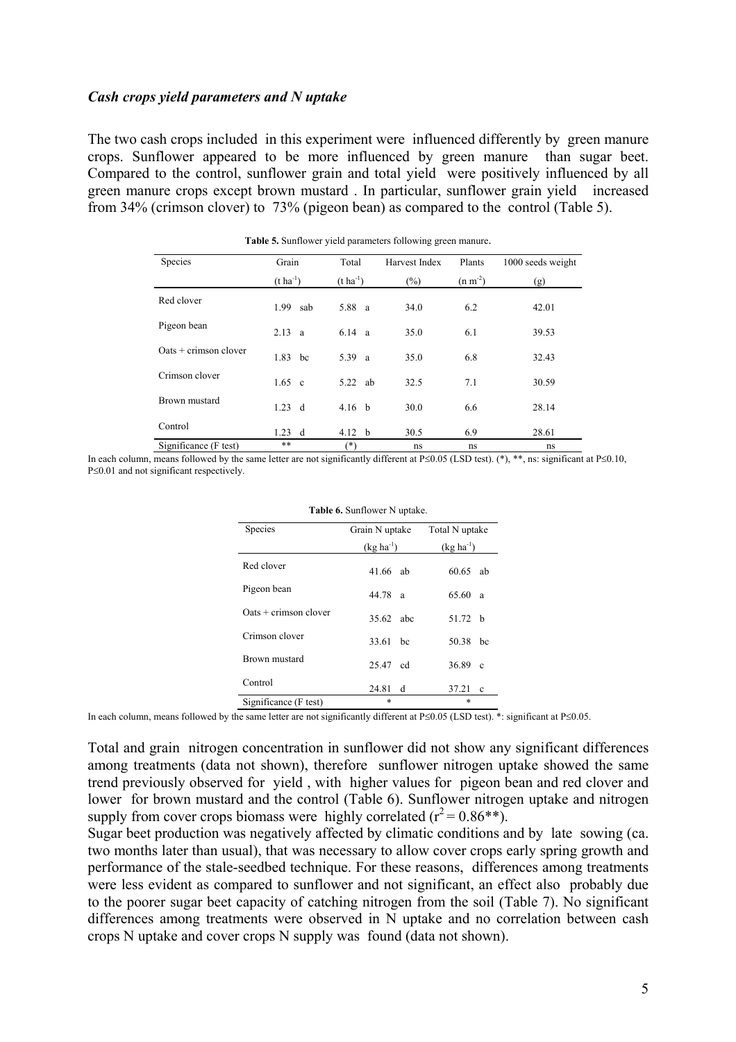### *Cash crops yield parameters and N uptake*

The two cash crops included in this experiment were influenced differently by green manure crops. Sunflower appeared to be more influenced by green manure than sugar beet. Compared to the control, sunflower grain and total yield were positively influenced by all green manure crops except brown mustard . In particular, sunflower grain yield increased from 34% (crimson clover) to 73% (pigeon bean) as compared to the control (Table 5).

**Table 5.** Sunflower yield parameters following green manure.

| Species | Grain ($t\ ha^{-1}$) | Total ($t\ ha^{-1}$) | Harvest Index (%) | Plants ($n\ m^{-2}$) | 1000 seeds weight (g) |
|---|---|---|---|---|---|
| Red clover | 1.99 sab | 5.88 a | 34.0 | 6.2 | 42.01 |
| Pigeon bean | 2.13 a | 6.14 a | 35.0 | 6.1 | 39.53 |
| Oats + crimson clover | 1.83 bc | 5.39 a | 35.0 | 6.8 | 32.43 |
| Crimson clover | 1.65 c | 5.22 ab | 32.5 | 7.1 | 30.59 |
| Brown mustard | 1.23 d | 4.16 b | 30.0 | 6.6 | 28.14 |
| Control | 1.23 d | 4.12 b | 30.5 | 6.9 | 28.61 |
| Significance (F test) | ** | (*) | ns | ns | ns |

In each column, means followed by the same letter are not significantly different at $P \leq 0.05$ (LSD test). (*), **, ns: significant at $P \leq 0.10$, $P \leq 0.01$ and not significant respectively.

**Table 6.** Sunflower N uptake.

| Species | Grain N uptake ($kg\ ha^{-1}$) | Total N uptake ($kg\ ha^{-1}$) |
|---|---|---|
| Red clover | 41.66 ab | 60.65 ab |
| Pigeon bean | 44.78 a | 65.60 a |
| Oats + crimson clover | 35.62 abc | 51.72 b |
| Crimson clover | 33.61 bc | 50.38 bc |
| Brown mustard | 25.47 cd | 36.89 c |
| Control | 24.81 d | 37.21 c |
| Significance (F test) | * | * |

In each column, means followed by the same letter are not significantly different at $P \leq 0.05$ (LSD test). *: significant at $P \leq 0.05$.

Total and grain nitrogen concentration in sunflower did not show any significant differences among treatments (data not shown), therefore sunflower nitrogen uptake showed the same trend previously observed for yield , with higher values for pigeon bean and red clover and lower for brown mustard and the control (Table 6). Sunflower nitrogen uptake and nitrogen supply from cover crops biomass were highly correlated ($r^2 = 0.86$**).

Sugar beet production was negatively affected by climatic conditions and by late sowing (ca. two months later than usual), that was necessary to allow cover crops early spring growth and performance of the stale-seedbed technique. For these reasons, differences among treatments were less evident as compared to sunflower and not significant, an effect also probably due to the poorer sugar beet capacity of catching nitrogen from the soil (Table 7). No significant differences among treatments were observed in N uptake and no correlation between cash crops N uptake and cover crops N supply was found (data not shown).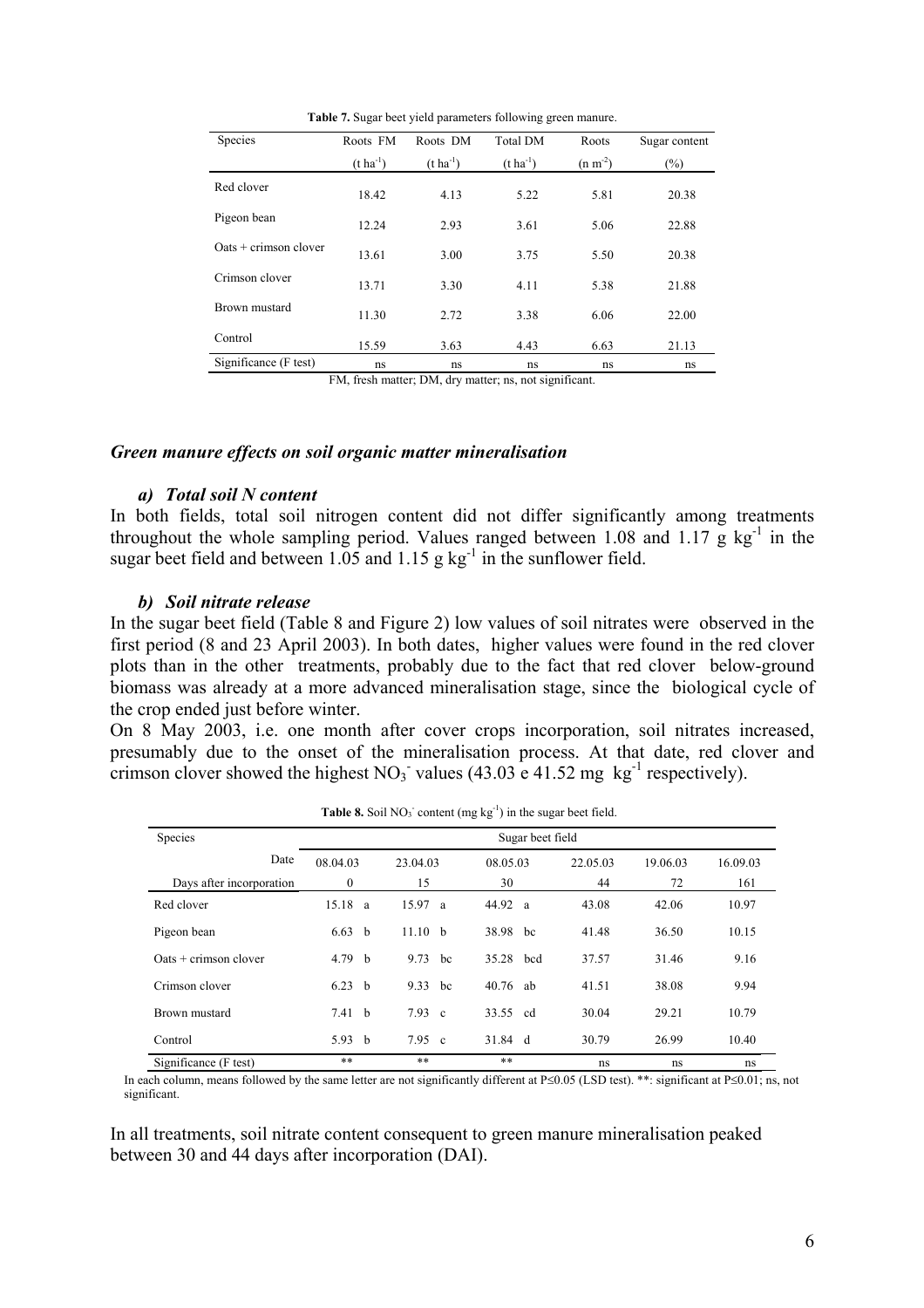**Table 7.** Sugar beet yield parameters following green manure.

| Species | Roots FM ($t\ ha^{-1}$) | Roots DM ($t\ ha^{-1}$) | Total DM ($t\ ha^{-1}$) | Roots ($n\ m^{-2}$) | Sugar content (%) |
|---|---|---|---|---|---|
| Red clover | 18.42 | 4.13 | 5.22 | 5.81 | 20.38 |
| Pigeon bean | 12.24 | 2.93 | 3.61 | 5.06 | 22.88 |
| Oats + crimson clover | 13.61 | 3.00 | 3.75 | 5.50 | 20.38 |
| Crimson clover | 13.71 | 3.30 | 4.11 | 5.38 | 21.88 |
| Brown mustard | 11.30 | 2.72 | 3.38 | 6.06 | 22.00 |
| Control | 15.59 | 3.63 | 4.43 | 6.63 | 21.13 |
| Significance (F test) | ns | ns | ns | ns | ns |

FM, fresh matter; DM, dry matter; ns, not significant.

### *Green manure effects on soil organic matter mineralisation*

#### *a) Total soil N content*

In both fields, total soil nitrogen content did not differ significantly among treatments throughout the whole sampling period. Values ranged between 1.08 and 1.17 g $kg^{-1}$ in the sugar beet field and between 1.05 and 1.15 g $kg^{-1}$ in the sunflower field.

#### *b) Soil nitrate release*

In the sugar beet field (Table 8 and Figure 2) low values of soil nitrates were observed in the first period (8 and 23 April 2003). In both dates, higher values were found in the red clover plots than in the other treatments, probably due to the fact that red clover below-ground biomass was already at a more advanced mineralisation stage, since the biological cycle of the crop ended just before winter.

On 8 May 2003, i.e. one month after cover crops incorporation, soil nitrates increased, presumably due to the onset of the mineralisation process. At that date, red clover and crimson clover showed the highest $NO_3^-$ values (43.03 e 41.52 mg $kg^{-1}$ respectively).

**Table 8.** Soil $NO_3^-$ content (mg $kg^{-1}$) in the sugar beet field.

| Species | Sugar beet field | | | | | |
|---|---|---|---|---|---|---|
| Date | 08.04.03 | 23.04.03 | 08.05.03 | 22.05.03 | 19.06.03 | 16.09.03 |
| Days after incorporation | 0 | 15 | 30 | 44 | 72 | 161 |
| Red clover | 15.18 a | 15.97 a | 44.92 a | 43.08 | 42.06 | 10.97 |
| Pigeon bean | 6.63 b | 11.10 b | 38.98 bc | 41.48 | 36.50 | 10.15 |
| Oats + crimson clover | 4.79 b | 9.73 bc | 35.28 bcd | 37.57 | 31.46 | 9.16 |
| Crimson clover | 6.23 b | 9.33 bc | 40.76 ab | 41.51 | 38.08 | 9.94 |
| Brown mustard | 7.41 b | 7.93 c | 33.55 cd | 30.04 | 29.21 | 10.79 |
| Control | 5.93 b | 7.95 c | 31.84 d | 30.79 | 26.99 | 10.40 |
| Significance (F test) | ** | ** | ** | ns | ns | ns |

In each column, means followed by the same letter are not significantly different at P≤0.05 (LSD test). **: significant at P≤0.01; ns, not significant.

In all treatments, soil nitrate content consequent to green manure mineralisation peaked between 30 and 44 days after incorporation (DAI).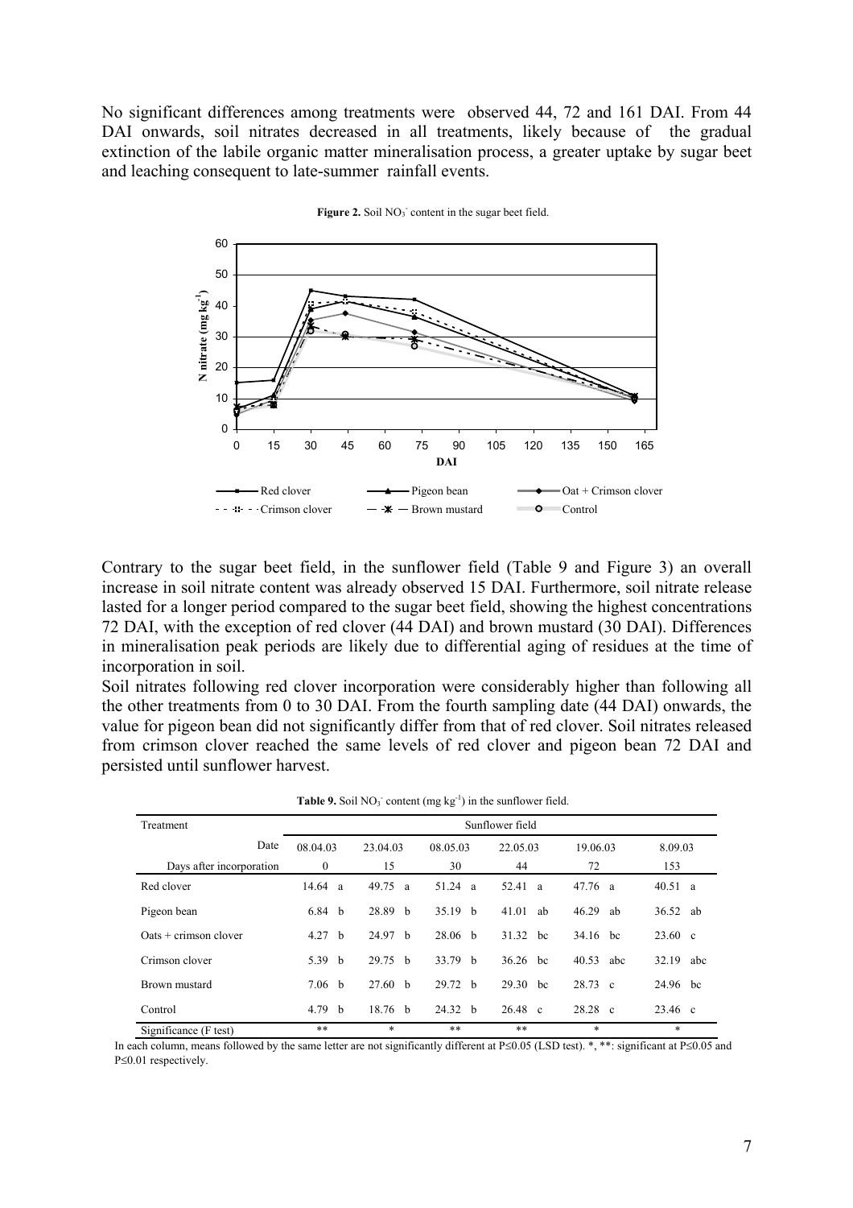No significant differences among treatments were observed 44, 72 and 161 DAI. From 44 DAI onwards, soil nitrates decreased in all treatments, likely because of the gradual extinction of the labile organic matter mineralisation process, a greater uptake by sugar beet and leaching consequent to late-summer rainfall events.

**Figure 2.** Soil $NO_3^-$ content in the sugar beet field.

Contrary to the sugar beet field, in the sunflower field (Table 9 and Figure 3) an overall increase in soil nitrate content was already observed 15 DAI. Furthermore, soil nitrate release lasted for a longer period compared to the sugar beet field, showing the highest concentrations 72 DAI, with the exception of red clover (44 DAI) and brown mustard (30 DAI). Differences in mineralisation peak periods are likely due to differential aging of residues at the time of incorporation in soil.

Soil nitrates following red clover incorporation were considerably higher than following all the other treatments from 0 to 30 DAI. From the fourth sampling date (44 DAI) onwards, the value for pigeon bean did not significantly differ from that of red clover. Soil nitrates released from crimson clover reached the same levels of red clover and pigeon bean 72 DAI and persisted until sunflower harvest.

**Table 9.** Soil $NO_3^-$ content (mg $kg^{-1}$) in the sunflower field.

| Treatment | Sunflower field | | | | | |
|---|---|---|---|---|---|---|
| Date | 08.04.03 | 23.04.03 | 08.05.03 | 22.05.03 | 19.06.03 | 8.09.03 |
| Days after incorporation | 0 | 15 | 30 | 44 | 72 | 153 |
| Red clover | 14.64 a | 49.75 a | 51.24 a | 52.41 a | 47.76 a | 40.51 a |
| Pigeon bean | 6.84 b | 28.89 b | 35.19 b | 41.01 ab | 46.29 ab | 36.52 ab |
| Oats + crimson clover | 4.27 b | 24.97 b | 28.06 b | 31.32 bc | 34.16 bc | 23.60 c |
| Crimson clover | 5.39 b | 29.75 b | 33.79 b | 36.26 bc | 40.53 abc | 32.19 abc |
| Brown mustard | 7.06 b | 27.60 b | 29.72 b | 29.30 bc | 28.73 c | 24.96 bc |
| Control | 4.79 b | 18.76 b | 24.32 b | 26.48 c | 28.28 c | 23.46 c |
| Significance (F test) | ** | * | ** | ** | * | * |

In each column, means followed by the same letter are not significantly different at $P \leq 0.05$ (LSD test). *, **: significant at $P \leq 0.05$ and $P \leq 0.01$ respectively.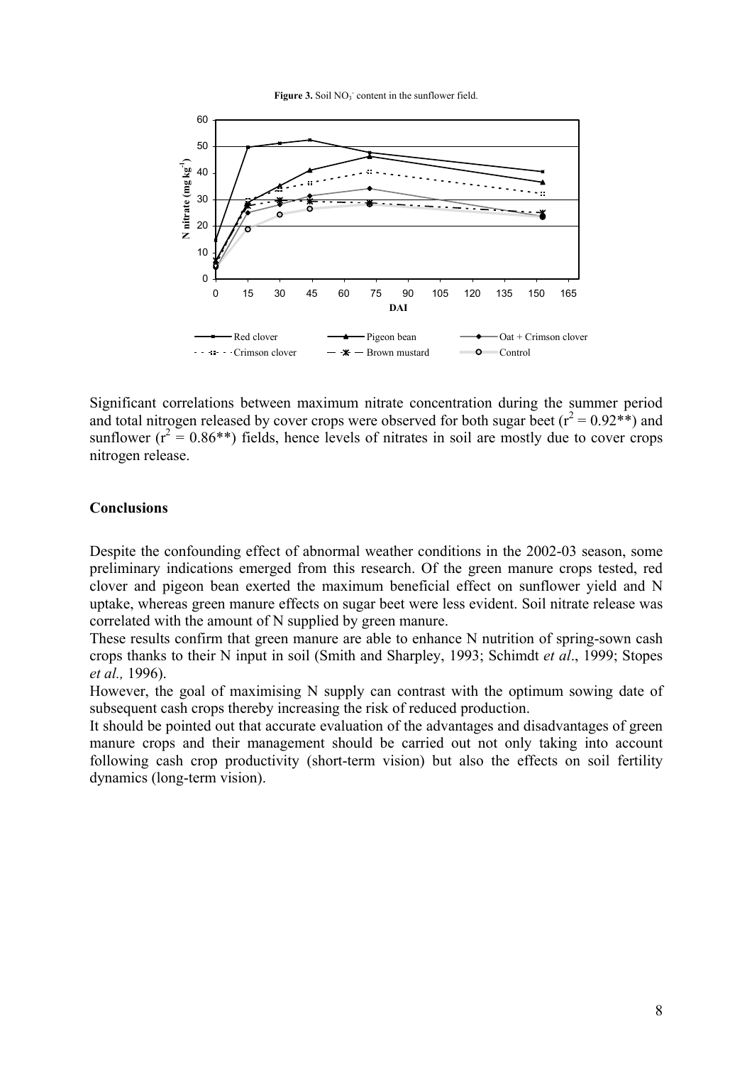**Figure 3.** Soil $NO_3^-$ content in the sunflower field.

Significant correlations between maximum nitrate concentration during the summer period and total nitrogen released by cover crops were observed for both sugar beet ($r^2 = 0.92^{**}$) and sunflower ($r^2 = 0.86^{**}$) fields, hence levels of nitrates in soil are mostly due to cover crops nitrogen release.

## Conclusions

Despite the confounding effect of abnormal weather conditions in the 2002-03 season, some preliminary indications emerged from this research. Of the green manure crops tested, red clover and pigeon bean exerted the maximum beneficial effect on sunflower yield and N uptake, whereas green manure effects on sugar beet were less evident. Soil nitrate release was correlated with the amount of N supplied by green manure.

These results confirm that green manure are able to enhance N nutrition of spring-sown cash crops thanks to their N input in soil (Smith and Sharpley, 1993; Schimdt *et al*., 1999; Stopes *et al.,* 1996).

However, the goal of maximising N supply can contrast with the optimum sowing date of subsequent cash crops thereby increasing the risk of reduced production.

It should be pointed out that accurate evaluation of the advantages and disadvantages of green manure crops and their management should be carried out not only taking into account following cash crop productivity (short-term vision) but also the effects on soil fertility dynamics (long-term vision).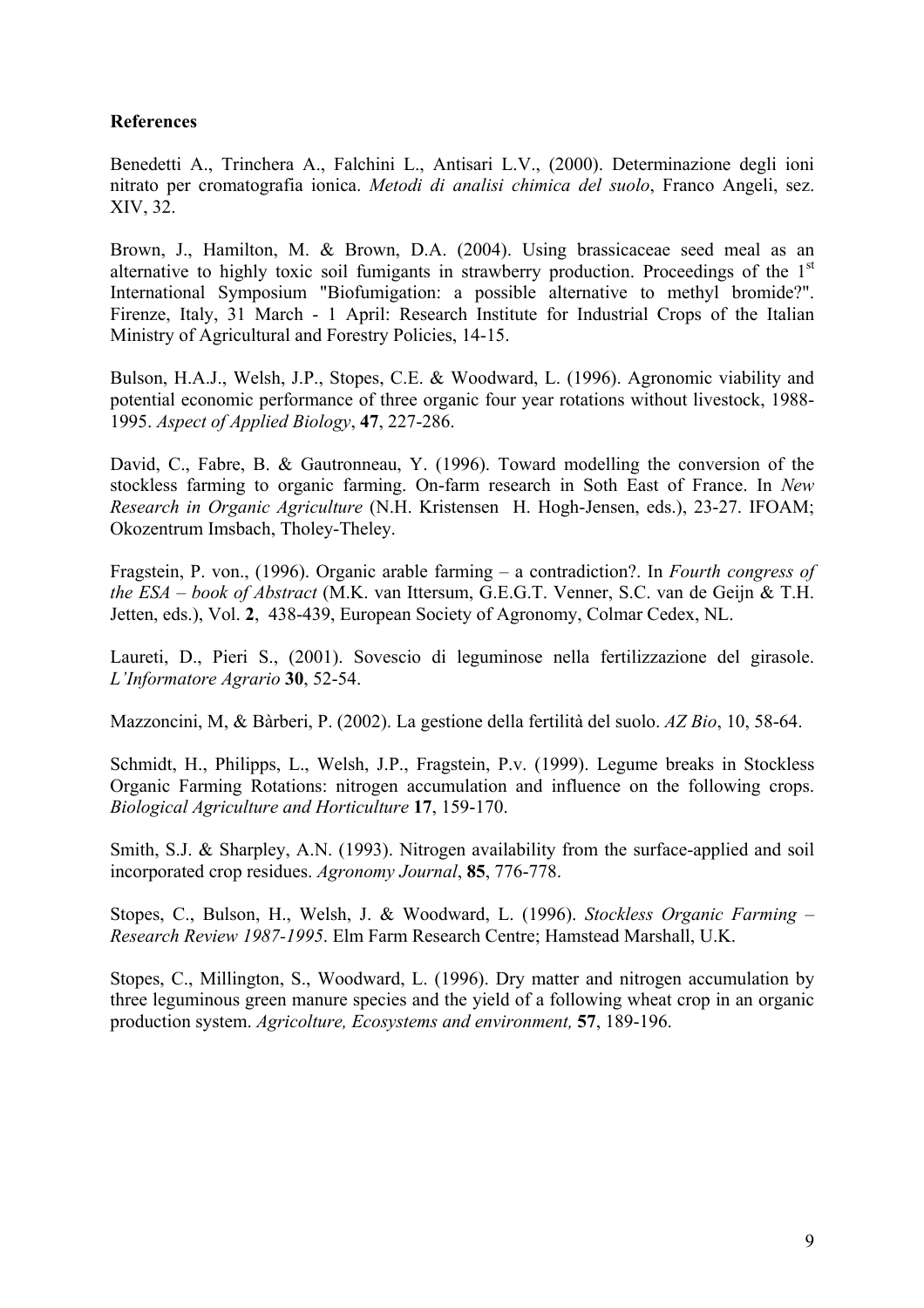**References**

Benedetti A., Trinchera A., Falchini L., Antisari L.V., (2000). Determinazione degli ioni nitrato per cromatografia ionica. *Metodi di analisi chimica del suolo*, Franco Angeli, sez. XIV, 32.

Brown, J., Hamilton, M. & Brown, D.A. (2004). Using brassicaceae seed meal as an alternative to highly toxic soil fumigants in strawberry production. Proceedings of the 1st International Symposium "Biofumigation: a possible alternative to methyl bromide?". Firenze, Italy, 31 March - 1 April: Research Institute for Industrial Crops of the Italian Ministry of Agricultural and Forestry Policies, 14-15.

Bulson, H.A.J., Welsh, J.P., Stopes, C.E. & Woodward, L. (1996). Agronomic viability and potential economic performance of three organic four year rotations without livestock, 1988-1995. *Aspect of Applied Biology*, **47**, 227-286.

David, C., Fabre, B. & Gautronneau, Y. (1996). Toward modelling the conversion of the stockless farming to organic farming. On-farm research in Soth East of France. In *New Research in Organic Agriculture* (N.H. Kristensen H. Hogh-Jensen, eds.), 23-27. IFOAM; Okozentrum Imsbach, Tholey-Theley.

Fragstein, P. von., (1996). Organic arable farming – a contradiction?. In *Fourth congress of the ESA – book of Abstract* (M.K. van Ittersum, G.E.G.T. Venner, S.C. van de Geijn & T.H. Jetten, eds.), Vol. **2**, 438-439, European Society of Agronomy, Colmar Cedex, NL.

Laureti, D., Pieri S., (2001). Sovescio di leguminose nella fertilizzazione del girasole. *L'Informatore Agrario* **30**, 52-54.

Mazzoncini, M, & Bàrberi, P. (2002). La gestione della fertilità del suolo. *AZ Bio*, 10, 58-64.

Schmidt, H., Philipps, L., Welsh, J.P., Fragstein, P.v. (1999). Legume breaks in Stockless Organic Farming Rotations: nitrogen accumulation and influence on the following crops. *Biological Agriculture and Horticulture* **17**, 159-170.

Smith, S.J. & Sharpley, A.N. (1993). Nitrogen availability from the surface-applied and soil incorporated crop residues. *Agronomy Journal*, **85**, 776-778.

Stopes, C., Bulson, H., Welsh, J. & Woodward, L. (1996). *Stockless Organic Farming – Research Review 1987-1995*. Elm Farm Research Centre; Hamstead Marshall, U.K.

Stopes, C., Millington, S., Woodward, L. (1996). Dry matter and nitrogen accumulation by three leguminous green manure species and the yield of a following wheat crop in an organic production system. *Agricolture, Ecosystems and environment,* **57**, 189-196.